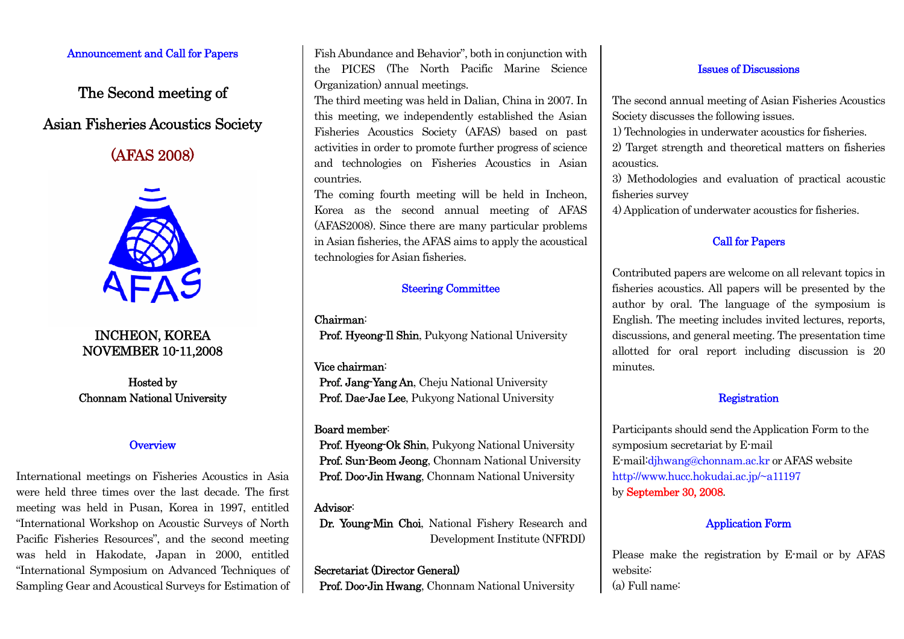Announcement and Call for Papers

# The Second meeting of Asian Fisheries Acoustics Society (AFAS 2008)

INCHEON, KOREA
NOVEMBER 10-11,2008

Hosted by
Chonnam National University

## Overview

International meetings on Fisheries Acoustics in Asia were held three times over the last decade. The first meeting was held in Pusan, Korea in 1997, entitled "International Workshop on Acoustic Surveys of North Pacific Fisheries Resources", and the second meeting was held in Hakodate, Japan in 2000, entitled "International Symposium on Advanced Techniques of Sampling Gear and Acoustical Surveys for Estimation of Fish Abundance and Behavior", both in conjunction with the PICES (The North Pacific Marine Science Organization) annual meetings.

The third meeting was held in Dalian, China in 2007. In this meeting, we independently established the Asian Fisheries Acoustics Society (AFAS) based on past activities in order to promote further progress of science and technologies on Fisheries Acoustics in Asian countries.

The coming fourth meeting will be held in Incheon, Korea as the second annual meeting of AFAS (AFAS2008). Since there are many particular problems in Asian fisheries, the AFAS aims to apply the acoustical technologies for Asian fisheries.

## Steering Committee

Chairman:
**Prof. Hyeong-Il Shin**, Pukyong National University

Vice chairman:
**Prof. Jang-Yang An**, Cheju National University
**Prof. Dae-Jae Lee**, Pukyong National University

Board member:
**Prof. Hyeong-Ok Shin**, Pukyong National University
**Prof. Sun-Beom Jeong**, Chonnam National University
**Prof. Doo-Jin Hwang**, Chonnam National University

Advisor:
**Dr. Young-Min Choi**, National Fishery Research and Development Institute (NFRDI)

Secretariat (Director General)
**Prof. Doo-Jin Hwang**, Chonnam National University

## Issues of Discussions

The second annual meeting of Asian Fisheries Acoustics Society discusses the following issues.

1) Technologies in underwater acoustics for fisheries.
2) Target strength and theoretical matters on fisheries acoustics.
3) Methodologies and evaluation of practical acoustic fisheries survey
4) Application of underwater acoustics for fisheries.

## Call for Papers

Contributed papers are welcome on all relevant topics in fisheries acoustics. All papers will be presented by the author by oral. The language of the symposium is English. The meeting includes invited lectures, reports, discussions, and general meeting. The presentation time allotted for oral report including discussion is 20 minutes.

## Registration

Participants should send the Application Form to the symposium secretariat by E-mail
E-mail:djhwang@chonnam.ac.kr or AFAS website
http://www.hucc.hokudai.ac.jp/~a11197
by September 30, 2008.

## Application Form

Please make the registration by E-mail or by AFAS website:
(a) Full name: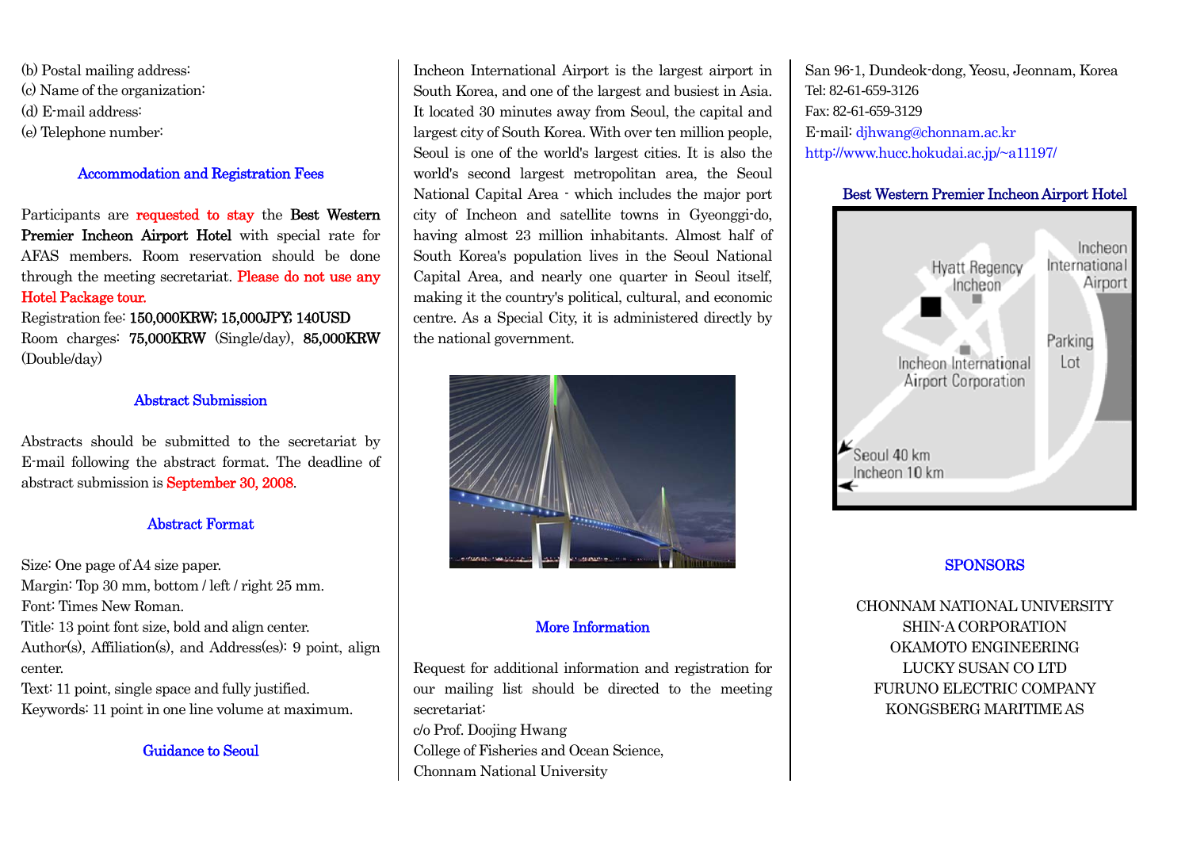(b) Postal mailing address:
(c) Name of the organization:
(d) E-mail address:
(e) Telephone number:

## Accommodation and Registration Fees

Participants are requested to stay the **Best Western Premier Incheon Airport Hotel** with special rate for AFAS members. Room reservation should be done through the meeting secretariat. Please do not use any Hotel Package tour.

Registration fee: **150,000KRW; 15,000JPY; 140USD**
Room charges: **75,000KRW** (Single/day), **85,000KRW** (Double/day)

## Abstract Submission

Abstracts should be submitted to the secretariat by E-mail following the abstract format. The deadline of abstract submission is September 30, 2008.

## Abstract Format

Size: One page of A4 size paper.
Margin: Top 30 mm, bottom / left / right 25 mm.
Font: Times New Roman.
Title: 13 point font size, bold and align center.
Author(s), Affiliation(s), and Address(es): 9 point, align center.
Text: 11 point, single space and fully justified.
Keywords: 11 point in one line volume at maximum.

## Guidance to Seoul

Incheon International Airport is the largest airport in South Korea, and one of the largest and busiest in Asia. It located 30 minutes away from Seoul, the capital and largest city of South Korea. With over ten million people, Seoul is one of the world's largest cities. It is also the world's second largest metropolitan area, the Seoul National Capital Area - which includes the major port city of Incheon and satellite towns in Gyeonggi-do, having almost 23 million inhabitants. Almost half of South Korea's population lives in the Seoul National Capital Area, and nearly one quarter in Seoul itself, making it the country's political, cultural, and economic centre. As a Special City, it is administered directly by the national government.

## More Information

Request for additional information and registration for our mailing list should be directed to the meeting secretariat:
c/o Prof. Doojing Hwang
College of Fisheries and Ocean Science,
Chonnam National University
San 96-1, Dundeok-dong, Yeosu, Jeonnam, Korea
Tel: 82-61-659-3126
Fax: 82-61-659-3129
E-mail: djhwang@chonnam.ac.kr
http://www.hucc.hokudai.ac.jp/~a11197/

## Best Western Premier Incheon Airport Hotel

Hyatt Regency Incheon
Incheon International Airport
Parking Lot
Incheon International Airport Corporation
Seoul 40 km
Incheon 10 km

## SPONSORS

CHONNAM NATIONAL UNIVERSITY
SHIN-A CORPORATION
OKAMOTO ENGINEERING
LUCKY SUSAN CO LTD
FURUNO ELECTRIC COMPANY
KONGSBERG MARITIME AS